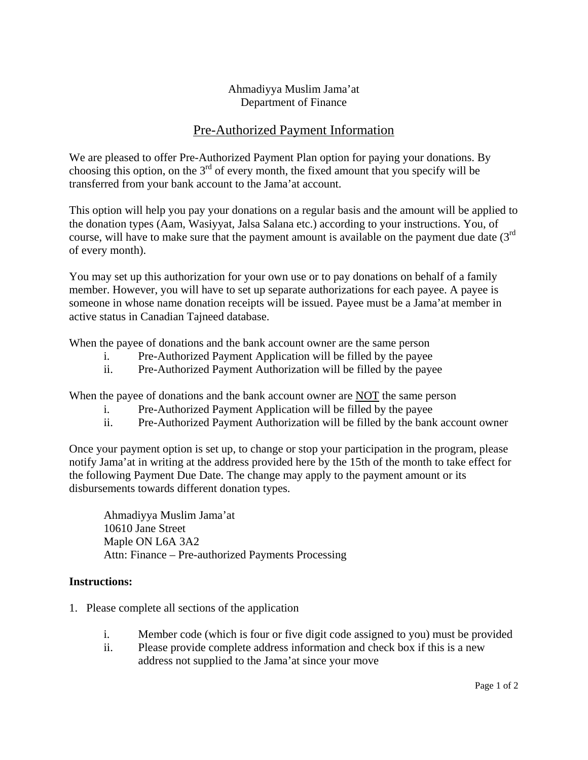Ahmadiyya Muslim Jama'at
Department of Finance

# Pre-Authorized Payment Information

We are pleased to offer Pre-Authorized Payment Plan option for paying your donations. By choosing this option, on the 3rd of every month, the fixed amount that you specify will be transferred from your bank account to the Jama'at account.

This option will help you pay your donations on a regular basis and the amount will be applied to the donation types (Aam, Wasiyyat, Jalsa Salana etc.) according to your instructions. You, of course, will have to make sure that the payment amount is available on the payment due date (3rd of every month).

You may set up this authorization for your own use or to pay donations on behalf of a family member. However, you will have to set up separate authorizations for each payee. A payee is someone in whose name donation receipts will be issued. Payee must be a Jama'at member in active status in Canadian Tajneed database.

When the payee of donations and the bank account owner are the same person

- i. Pre-Authorized Payment Application will be filled by the payee
- ii. Pre-Authorized Payment Authorization will be filled by the payee

When the payee of donations and the bank account owner are <u>NOT</u> the same person

- i. Pre-Authorized Payment Application will be filled by the payee
- ii. Pre-Authorized Payment Authorization will be filled by the bank account owner

Once your payment option is set up, to change or stop your participation in the program, please notify Jama'at in writing at the address provided here by the 15th of the month to take effect for the following Payment Due Date. The change may apply to the payment amount or its disbursements towards different donation types.

> Ahmadiyya Muslim Jama'at
> 10610 Jane Street
> Maple ON L6A 3A2
> Attn: Finance – Pre-authorized Payments Processing

**Instructions:**

1. Please complete all sections of the application
   - i. Member code (which is four or five digit code assigned to you) must be provided
   - ii. Please provide complete address information and check box if this is a new address not supplied to the Jama'at since your move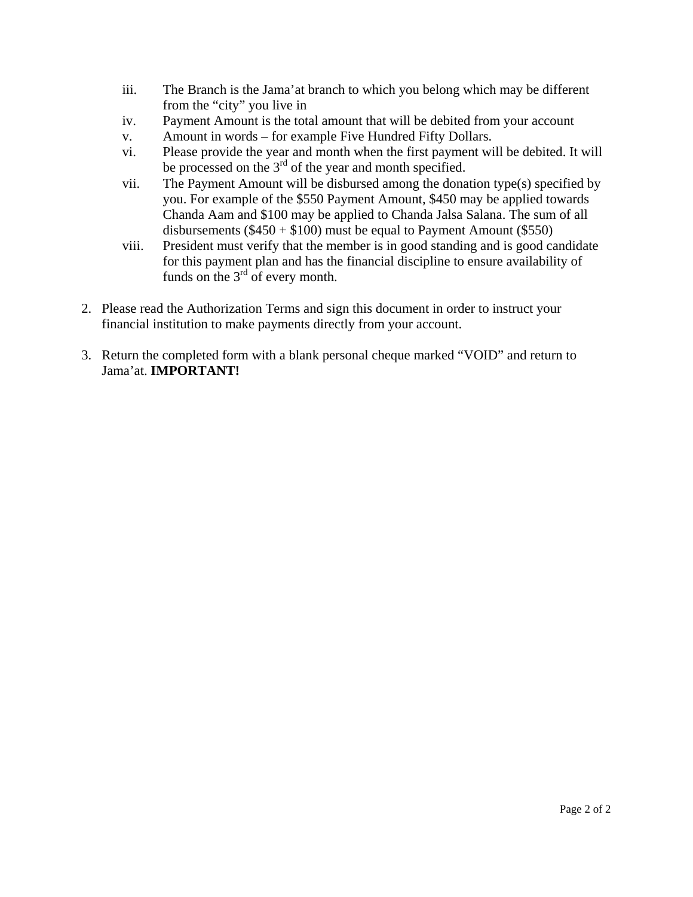iii. The Branch is the Jama'at branch to which you belong which may be different from the "city" you live in
iv. Payment Amount is the total amount that will be debited from your account
v. Amount in words – for example Five Hundred Fifty Dollars.
vi. Please provide the year and month when the first payment will be debited. It will be processed on the 3rd of the year and month specified.
vii. The Payment Amount will be disbursed among the donation type(s) specified by you. For example of the $550 Payment Amount, $450 may be applied towards Chanda Aam and $100 may be applied to Chanda Jalsa Salana. The sum of all disbursements ($450 + $100) must be equal to Payment Amount ($550)
viii. President must verify that the member is in good standing and is good candidate for this payment plan and has the financial discipline to ensure availability of funds on the 3rd of every month.

2. Please read the Authorization Terms and sign this document in order to instruct your financial institution to make payments directly from your account.

3. Return the completed form with a blank personal cheque marked "VOID" and return to Jama'at. **IMPORTANT!**